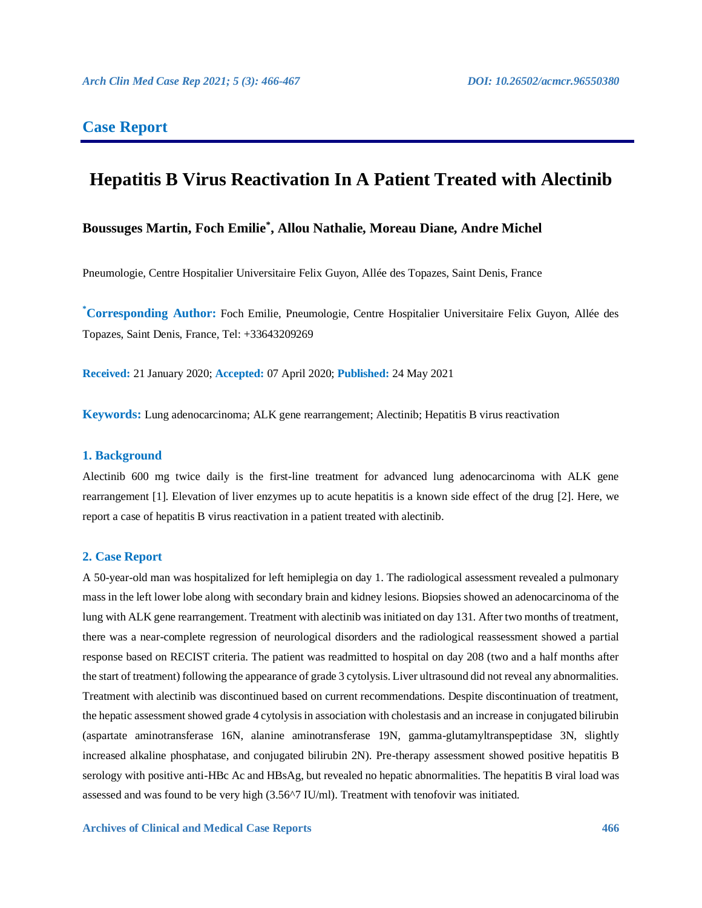## Case Report

# Hepatitis B Virus Reactivation In A Patient Treated with Alectinib

**Boussuges Martin, Foch Emilie*, Allou Nathalie, Moreau Diane, Andre Michel**

Pneumologie, Centre Hospitalier Universitaire Felix Guyon, Allée des Topazes, Saint Denis, France

***Corresponding Author:** Foch Emilie, Pneumologie, Centre Hospitalier Universitaire Felix Guyon, Allée des Topazes, Saint Denis, France, Tel: +33643209269

**Received:** 21 January 2020; **Accepted:** 07 April 2020; **Published:** 24 May 2021

**Keywords:** Lung adenocarcinoma; ALK gene rearrangement; Alectinib; Hepatitis B virus reactivation

### 1. Background

Alectinib 600 mg twice daily is the first-line treatment for advanced lung adenocarcinoma with ALK gene rearrangement [1]. Elevation of liver enzymes up to acute hepatitis is a known side effect of the drug [2]. Here, we report a case of hepatitis B virus reactivation in a patient treated with alectinib.

### 2. Case Report

A 50-year-old man was hospitalized for left hemiplegia on day 1. The radiological assessment revealed a pulmonary mass in the left lower lobe along with secondary brain and kidney lesions. Biopsies showed an adenocarcinoma of the lung with ALK gene rearrangement. Treatment with alectinib was initiated on day 131. After two months of treatment, there was a near-complete regression of neurological disorders and the radiological reassessment showed a partial response based on RECIST criteria. The patient was readmitted to hospital on day 208 (two and a half months after the start of treatment) following the appearance of grade 3 cytolysis. Liver ultrasound did not reveal any abnormalities. Treatment with alectinib was discontinued based on current recommendations. Despite discontinuation of treatment, the hepatic assessment showed grade 4 cytolysis in association with cholestasis and an increase in conjugated bilirubin (aspartate aminotransferase 16N, alanine aminotransferase 19N, gamma-glutamyltranspeptidase 3N, slightly increased alkaline phosphatase, and conjugated bilirubin 2N). Pre-therapy assessment showed positive hepatitis B serology with positive anti-HBc Ac and HBsAg, but revealed no hepatic abnormalities. The hepatitis B viral load was assessed and was found to be very high (3.56^7 IU/ml). Treatment with tenofovir was initiated.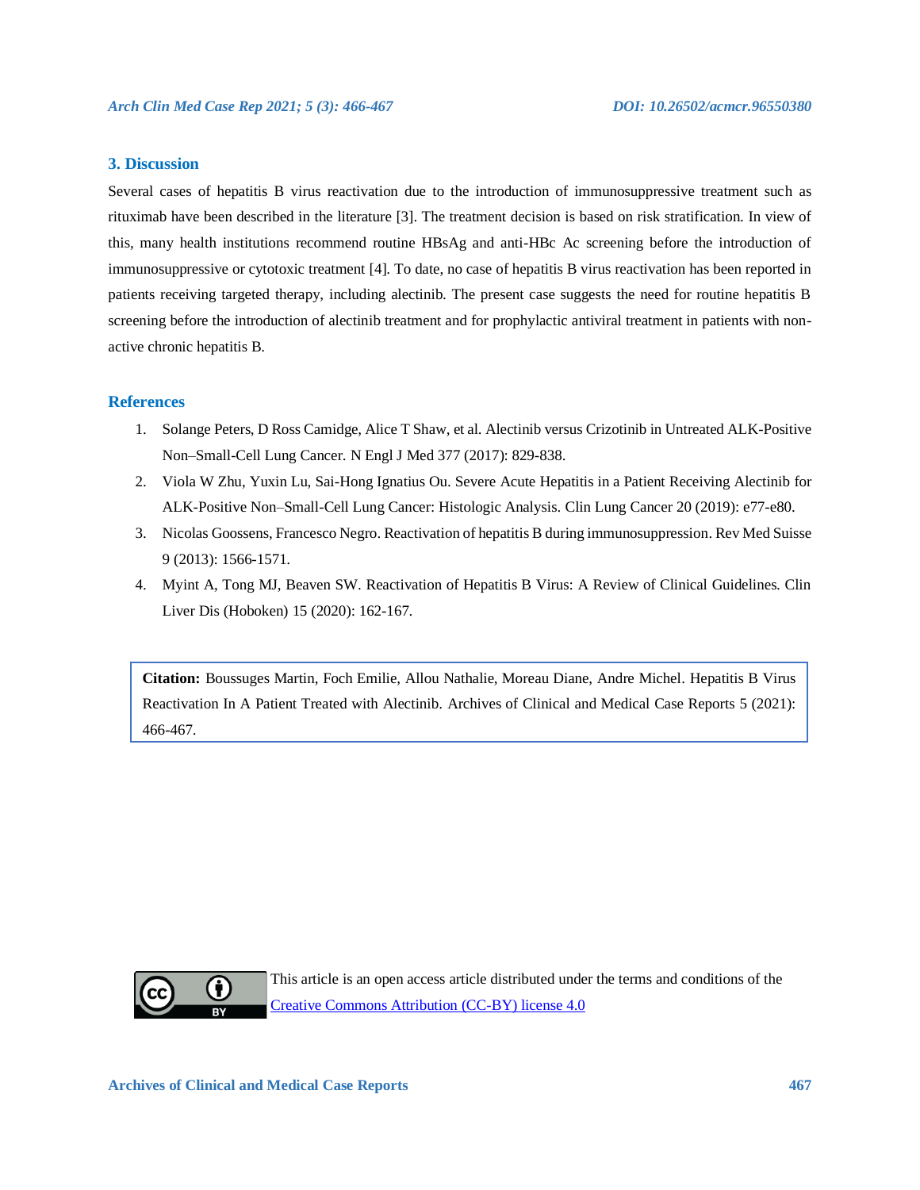## 3. Discussion

Several cases of hepatitis B virus reactivation due to the introduction of immunosuppressive treatment such as rituximab have been described in the literature [3]. The treatment decision is based on risk stratification. In view of this, many health institutions recommend routine HBsAg and anti-HBc Ac screening before the introduction of immunosuppressive or cytotoxic treatment [4]. To date, no case of hepatitis B virus reactivation has been reported in patients receiving targeted therapy, including alectinib. The present case suggests the need for routine hepatitis B screening before the introduction of alectinib treatment and for prophylactic antiviral treatment in patients with non-active chronic hepatitis B.

## References

1. Solange Peters, D Ross Camidge, Alice T Shaw, et al. Alectinib versus Crizotinib in Untreated ALK-Positive Non–Small-Cell Lung Cancer. N Engl J Med 377 (2017): 829-838.
2. Viola W Zhu, Yuxin Lu, Sai-Hong Ignatius Ou. Severe Acute Hepatitis in a Patient Receiving Alectinib for ALK-Positive Non–Small-Cell Lung Cancer: Histologic Analysis. Clin Lung Cancer 20 (2019): e77-e80.
3. Nicolas Goossens, Francesco Negro. Reactivation of hepatitis B during immunosuppression. Rev Med Suisse 9 (2013): 1566-1571.
4. Myint A, Tong MJ, Beaven SW. Reactivation of Hepatitis B Virus: A Review of Clinical Guidelines. Clin Liver Dis (Hoboken) 15 (2020): 162-167.

**Citation:** Boussuges Martin, Foch Emilie, Allou Nathalie, Moreau Diane, Andre Michel. Hepatitis B Virus Reactivation In A Patient Treated with Alectinib. Archives of Clinical and Medical Case Reports 5 (2021): 466-467.

This article is an open access article distributed under the terms and conditions of the Creative Commons Attribution (CC-BY) license 4.0